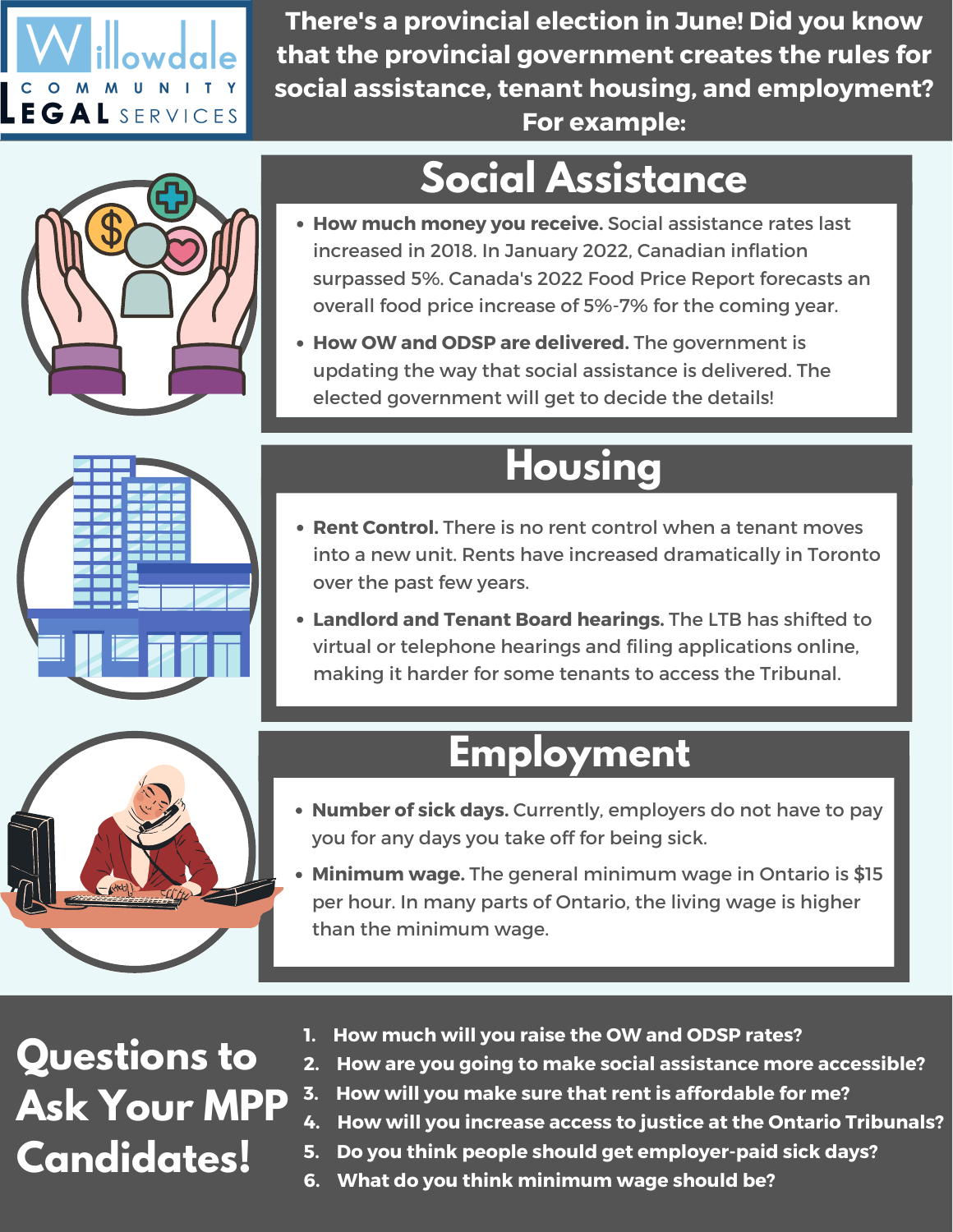Willowdale Community Legal Services

# There's a provincial election in June! Did you know that the provincial government creates the rules for social assistance, tenant housing, and employment? For example:

## Social Assistance

- **How much money you receive.** Social assistance rates last increased in 2018. In January 2022, Canadian inflation surpassed 5%. Canada's 2022 Food Price Report forecasts an overall food price increase of 5%-7% for the coming year.
- **How OW and ODSP are delivered.** The government is updating the way that social assistance is delivered. The elected government will get to decide the details!

## Housing

- **Rent Control.** There is no rent control when a tenant moves into a new unit. Rents have increased dramatically in Toronto over the past few years.
- **Landlord and Tenant Board hearings.** The LTB has shifted to virtual or telephone hearings and filing applications online, making it harder for some tenants to access the Tribunal.

## Employment

- **Number of sick days.** Currently, employers do not have to pay you for any days you take off for being sick.
- **Minimum wage.** The general minimum wage in Ontario is $15 per hour. In many parts of Ontario, the living wage is higher than the minimum wage.

## Questions to Ask Your MPP Candidates!

1. **How much will you raise the OW and ODSP rates?**
2. **How are you going to make social assistance more accessible?**
3. **How will you make sure that rent is affordable for me?**
4. **How will you increase access to justice at the Ontario Tribunals?**
5. **Do you think people should get employer-paid sick days?**
6. **What do you think minimum wage should be?**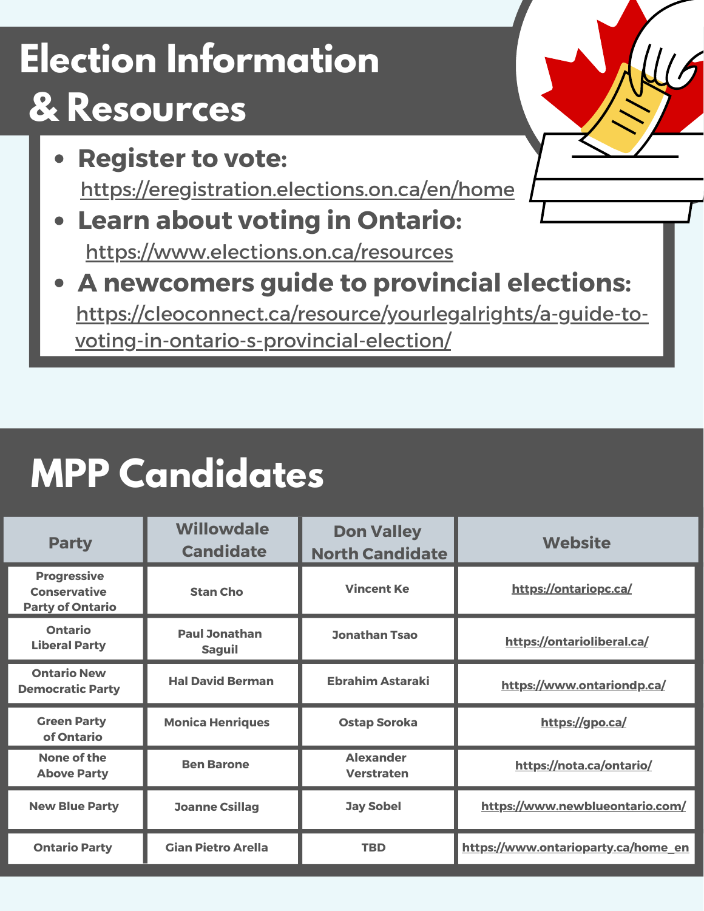# Election Information & Resources

- **Register to vote:** https://eregistration.elections.on.ca/en/home
- **Learn about voting in Ontario:** https://www.elections.on.ca/resources
- **A newcomers guide to provincial elections:** https://cleoconnect.ca/resource/yourlegalrights/a-guide-to-voting-in-ontario-s-provincial-election/

# MPP Candidates

| Party | Willowdale Candidate | Don Valley North Candidate | Website |
|---|---|---|---|
| Progressive Conservative Party of Ontario | Stan Cho | Vincent Ke | https://ontariopc.ca/ |
| Ontario Liberal Party | Paul Jonathan Saguil | Jonathan Tsao | https://ontarioliberal.ca/ |
| Ontario New Democratic Party | Hal David Berman | Ebrahim Astaraki | https://www.ontariondp.ca/ |
| Green Party of Ontario | Monica Henriques | Ostap Soroka | https://gpo.ca/ |
| None of the Above Party | Ben Barone | Alexander Verstraten | https://nota.ca/ontario/ |
| New Blue Party | Joanne Csillag | Jay Sobel | https://www.newblueontario.com/ |
| Ontario Party | Gian Pietro Arella | TBD | https://www.ontarioparty.ca/home_en |